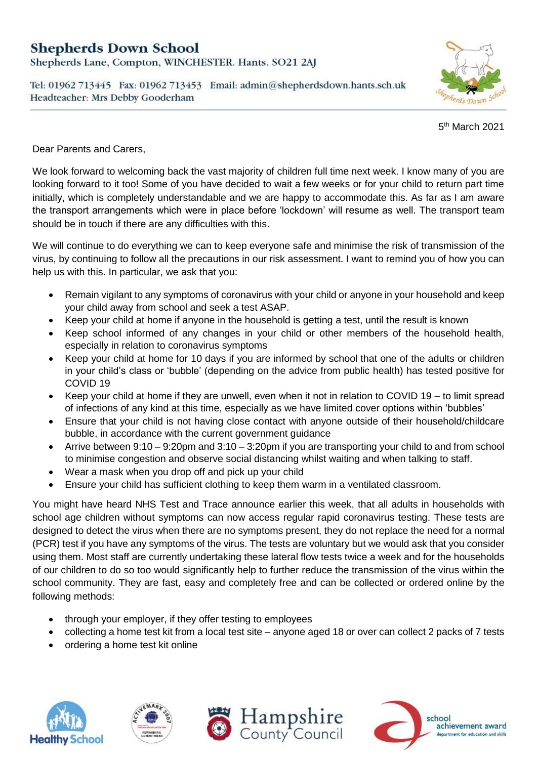# Shepherds Down School

Shepherds Lane, Compton, WINCHESTER. Hants. SO21 2AJ

Tel: 01962 713445 Fax: 01962 713453 Email: admin@shepherdsdown.hants.sch.uk
Headteacher: Mrs Debby Gooderham

5th March 2021

Dear Parents and Carers,

We look forward to welcoming back the vast majority of children full time next week. I know many of you are looking forward to it too! Some of you have decided to wait a few weeks or for your child to return part time initially, which is completely understandable and we are happy to accommodate this. As far as I am aware the transport arrangements which were in place before 'lockdown' will resume as well. The transport team should be in touch if there are any difficulties with this.

We will continue to do everything we can to keep everyone safe and minimise the risk of transmission of the virus, by continuing to follow all the precautions in our risk assessment. I want to remind you of how you can help us with this. In particular, we ask that you:

- Remain vigilant to any symptoms of coronavirus with your child or anyone in your household and keep your child away from school and seek a test ASAP.
- Keep your child at home if anyone in the household is getting a test, until the result is known
- Keep school informed of any changes in your child or other members of the household health, especially in relation to coronavirus symptoms
- Keep your child at home for 10 days if you are informed by school that one of the adults or children in your child's class or 'bubble' (depending on the advice from public health) has tested positive for COVID 19
- Keep your child at home if they are unwell, even when it not in relation to COVID 19 – to limit spread of infections of any kind at this time, especially as we have limited cover options within 'bubbles'
- Ensure that your child is not having close contact with anyone outside of their household/childcare bubble, in accordance with the current government guidance
- Arrive between 9:10 – 9:20pm and 3:10 – 3:20pm if you are transporting your child to and from school to minimise congestion and observe social distancing whilst waiting and when talking to staff.
- Wear a mask when you drop off and pick up your child
- Ensure your child has sufficient clothing to keep them warm in a ventilated classroom.

You might have heard NHS Test and Trace announce earlier this week, that all adults in households with school age children without symptoms can now access regular rapid coronavirus testing. These tests are designed to detect the virus when there are no symptoms present, they do not replace the need for a normal (PCR) test if you have any symptoms of the virus. The tests are voluntary but we would ask that you consider using them. Most staff are currently undertaking these lateral flow tests twice a week and for the households of our children to do so too would significantly help to further reduce the transmission of the virus within the school community. They are fast, easy and completely free and can be collected or ordered online by the following methods:

- through your employer, if they offer testing to employees
- collecting a home test kit from a local test site – anyone aged 18 or over can collect 2 packs of 7 tests
- ordering a home test kit online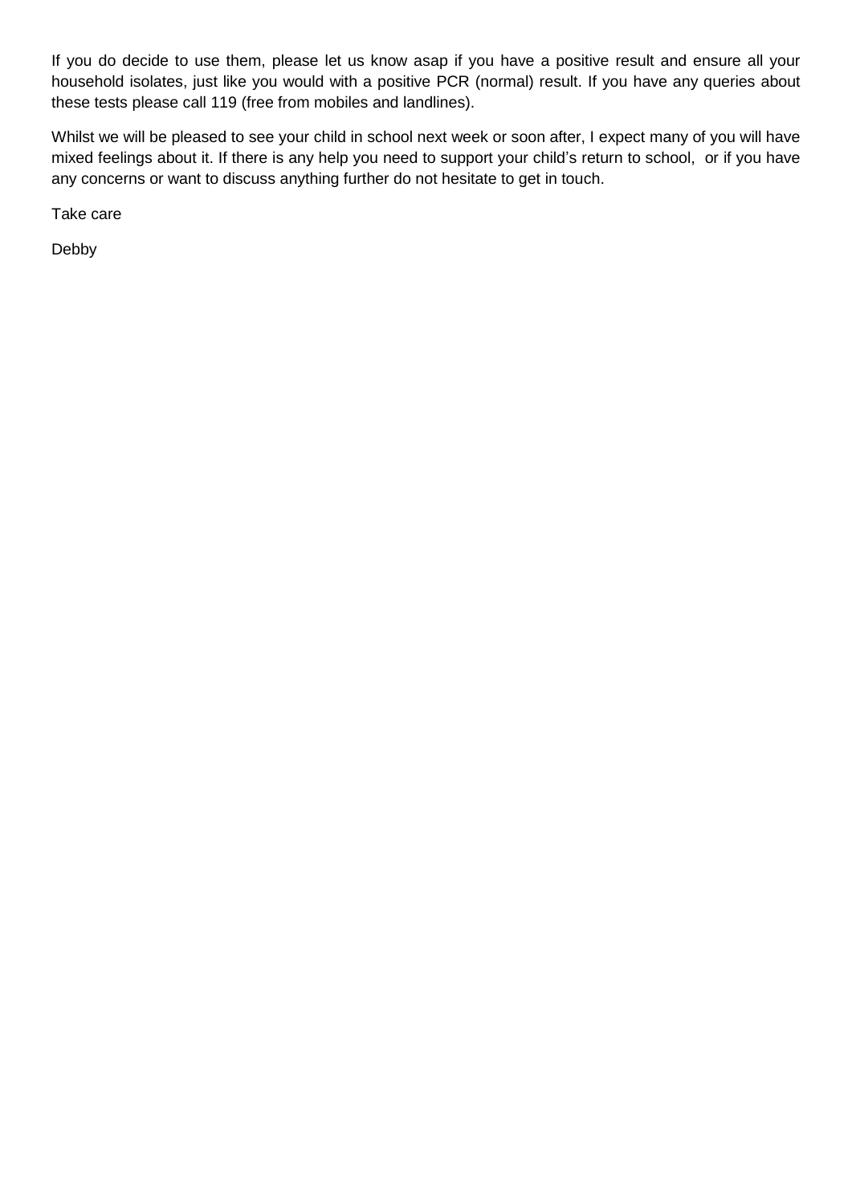If you do decide to use them, please let us know asap if you have a positive result and ensure all your household isolates, just like you would with a positive PCR (normal) result. If you have any queries about these tests please call 119 (free from mobiles and landlines).

Whilst we will be pleased to see your child in school next week or soon after, I expect many of you will have mixed feelings about it. If there is any help you need to support your child's return to school, or if you have any concerns or want to discuss anything further do not hesitate to get in touch.

Take care

Debby